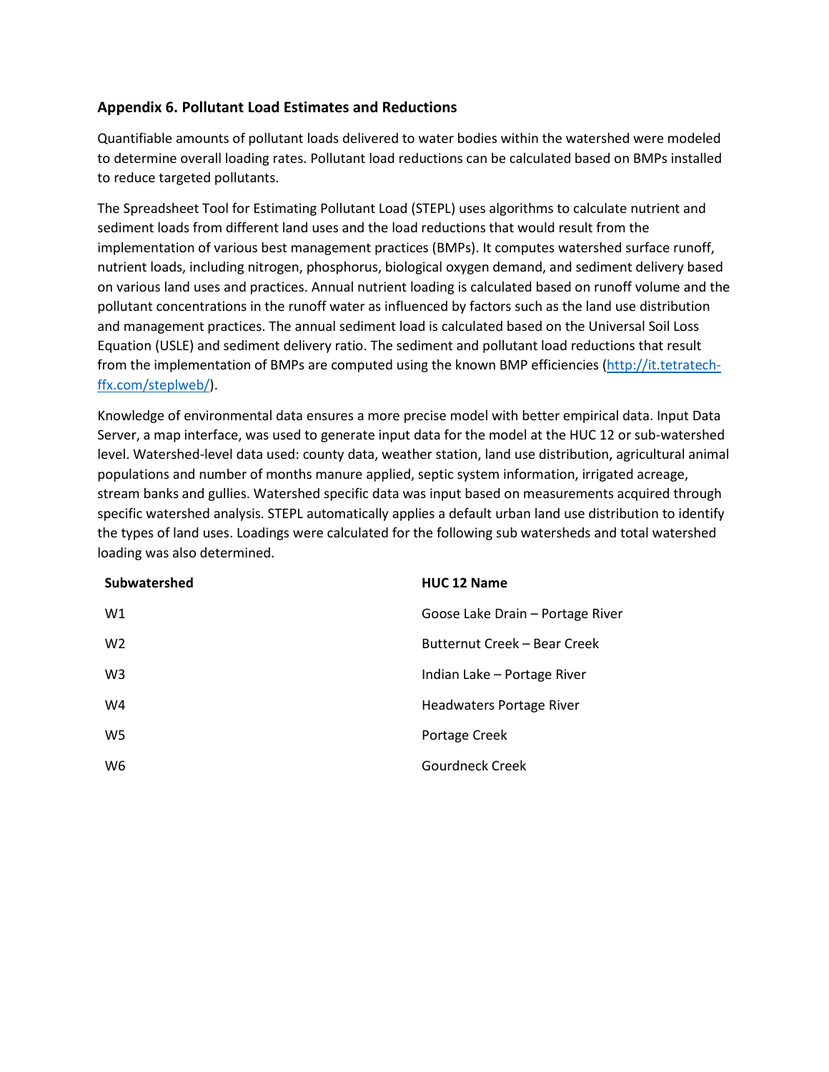## Appendix 6. Pollutant Load Estimates and Reductions

Quantifiable amounts of pollutant loads delivered to water bodies within the watershed were modeled to determine overall loading rates. Pollutant load reductions can be calculated based on BMPs installed to reduce targeted pollutants.

The Spreadsheet Tool for Estimating Pollutant Load (STEPL) uses algorithms to calculate nutrient and sediment loads from different land uses and the load reductions that would result from the implementation of various best management practices (BMPs). It computes watershed surface runoff, nutrient loads, including nitrogen, phosphorus, biological oxygen demand, and sediment delivery based on various land uses and practices. Annual nutrient loading is calculated based on runoff volume and the pollutant concentrations in the runoff water as influenced by factors such as the land use distribution and management practices. The annual sediment load is calculated based on the Universal Soil Loss Equation (USLE) and sediment delivery ratio. The sediment and pollutant load reductions that result from the implementation of BMPs are computed using the known BMP efficiencies (http://it.tetratech-ffx.com/steplweb/).

Knowledge of environmental data ensures a more precise model with better empirical data. Input Data Server, a map interface, was used to generate input data for the model at the HUC 12 or sub-watershed level. Watershed-level data used: county data, weather station, land use distribution, agricultural animal populations and number of months manure applied, septic system information, irrigated acreage, stream banks and gullies. Watershed specific data was input based on measurements acquired through specific watershed analysis. STEPL automatically applies a default urban land use distribution to identify the types of land uses. Loadings were calculated for the following sub watersheds and total watershed loading was also determined.

| Subwatershed | HUC 12 Name |
|---|---|
| W1 | Goose Lake Drain – Portage River |
| W2 | Butternut Creek – Bear Creek |
| W3 | Indian Lake – Portage River |
| W4 | Headwaters Portage River |
| W5 | Portage Creek |
| W6 | Gourdneck Creek |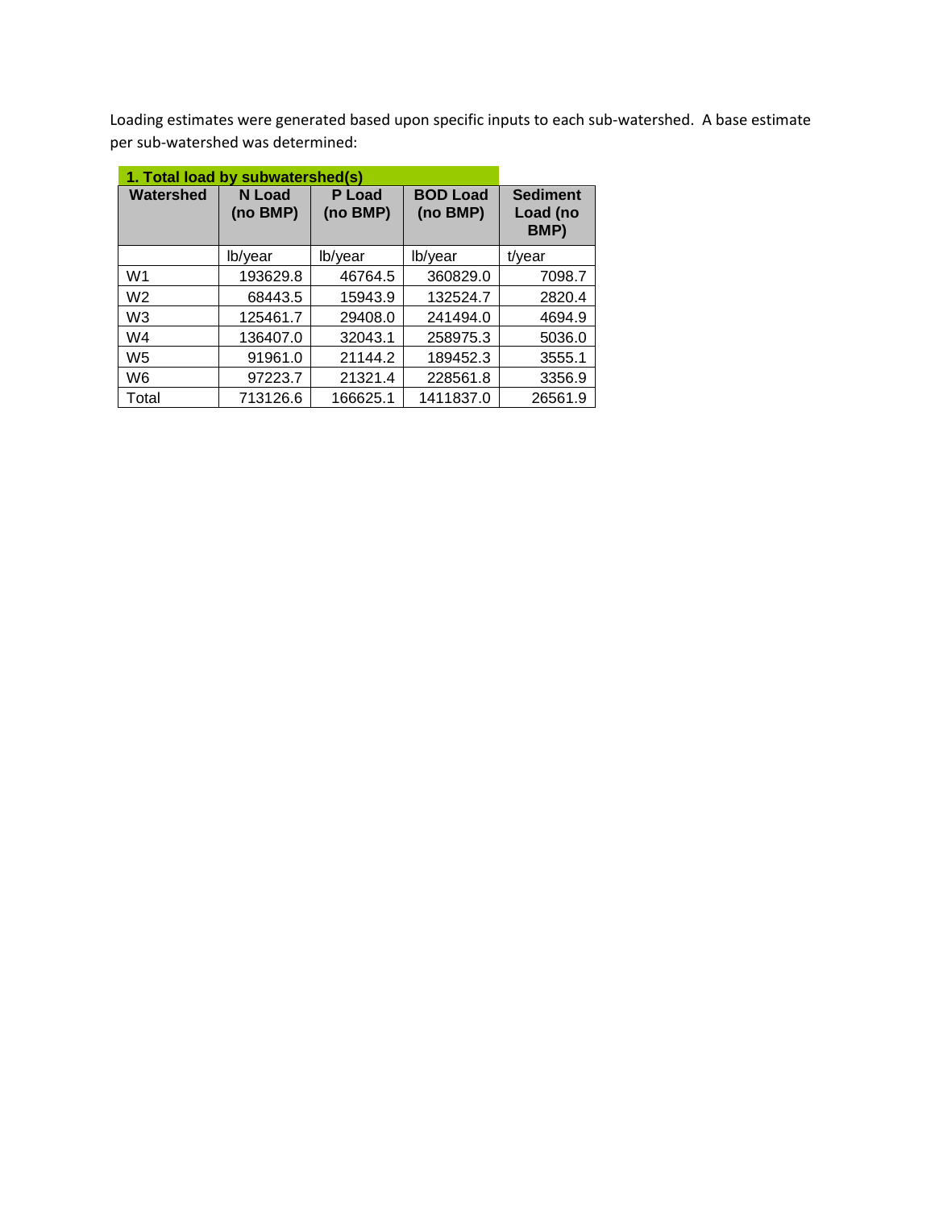Loading estimates were generated based upon specific inputs to each sub-watershed. A base estimate per sub-watershed was determined:

**1. Total load by subwatershed(s)**

| Watershed | N Load (no BMP) | P Load (no BMP) | BOD Load (no BMP) | Sediment Load (no BMP) |
|---|---|---|---|---|
| | lb/year | lb/year | lb/year | t/year |
| W1 | 193629.8 | 46764.5 | 360829.0 | 7098.7 |
| W2 | 68443.5 | 15943.9 | 132524.7 | 2820.4 |
| W3 | 125461.7 | 29408.0 | 241494.0 | 4694.9 |
| W4 | 136407.0 | 32043.1 | 258975.3 | 5036.0 |
| W5 | 91961.0 | 21144.2 | 189452.3 | 3555.1 |
| W6 | 97223.7 | 21321.4 | 228561.8 | 3356.9 |
| Total | 713126.6 | 166625.1 | 1411837.0 | 26561.9 |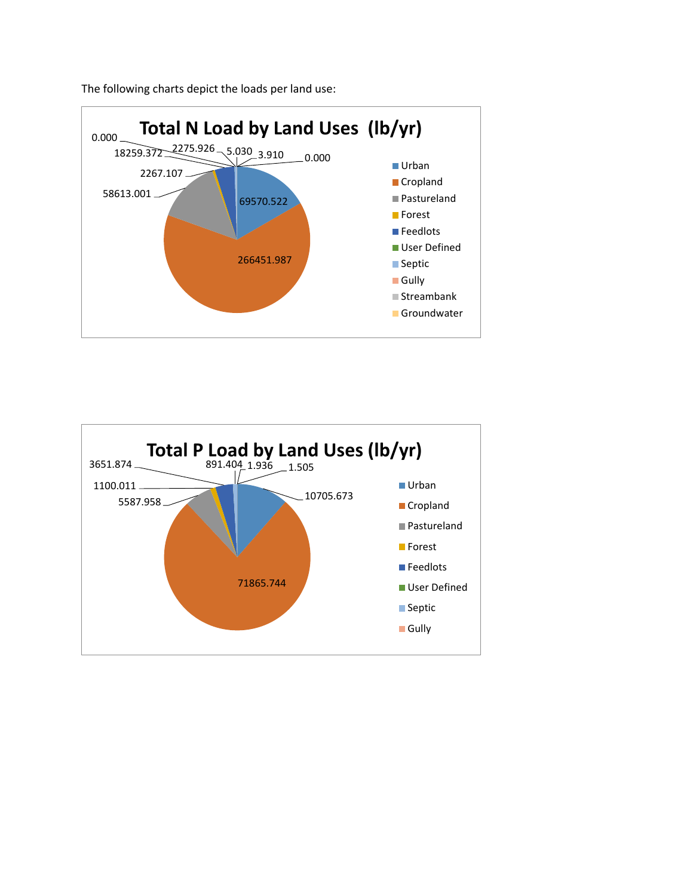The following charts depict the loads per land use:

**Total N Load by Land Uses (lb/yr)**

| Land Use | Load |
| --- | --- |
| Urban | 69570.522 |
| Cropland | 266451.987 |
| Pastureland | 58613.001 |
| Forest | 2267.107 |
| Feedlots | 18259.372 |
| User Defined | 0.000 |
| Septic | 2275.926 |
| Gully | 5.030 |
| Streambank | 3.910 |
| Groundwater | 0.000 |

**Total P Load by Land Uses (lb/yr)**

| Land Use | Load |
| --- | --- |
| Urban | 10705.673 |
| Cropland | 71865.744 |
| Pastureland | 5587.958 |
| Forest | 1100.011 |
| Feedlots | 3651.874 |
| User Defined | 891.404 |
| Septic | 1.936 |
| Gully | 1.505 |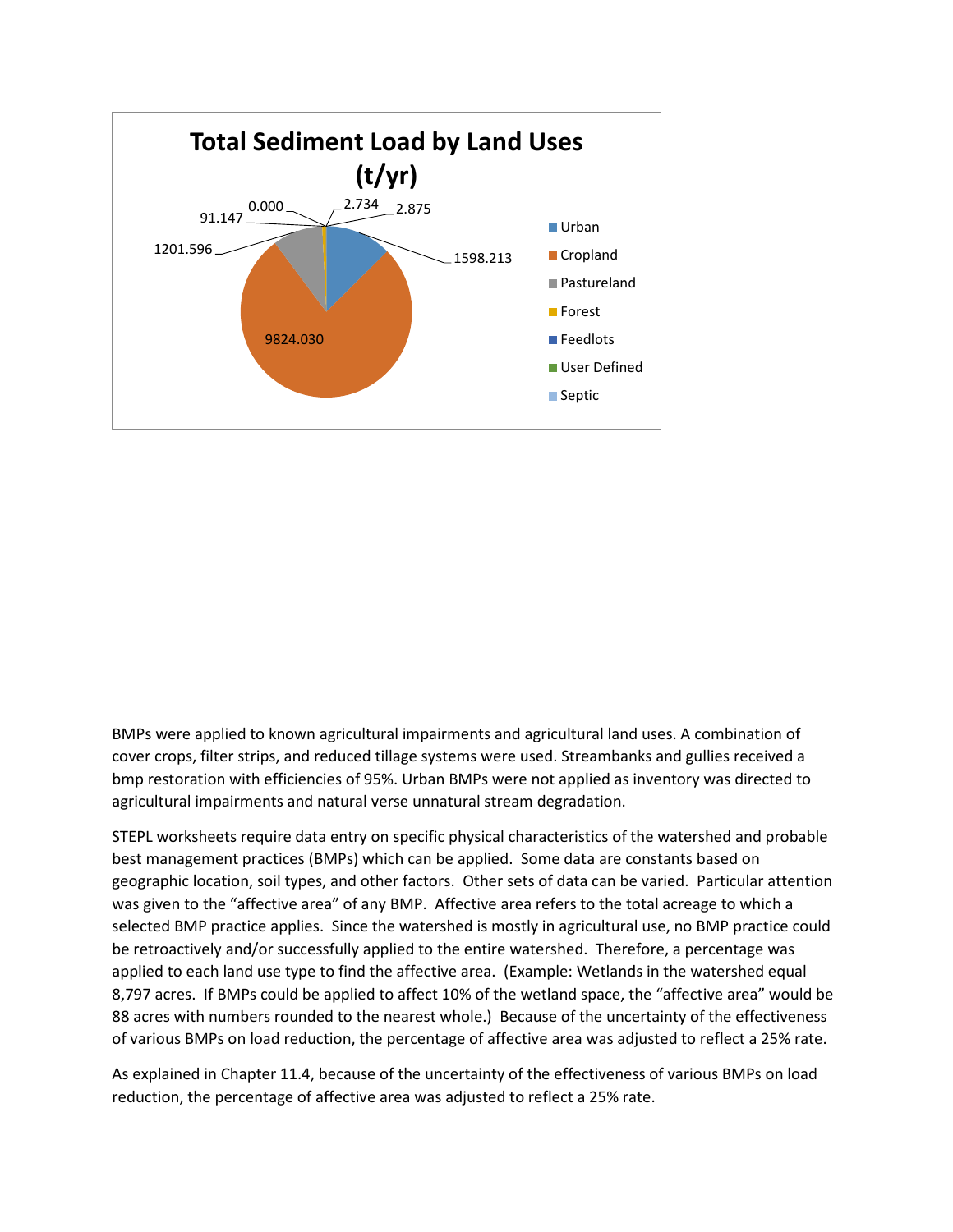**Total Sediment Load by Land Uses (t/yr)**

| Land Use | Load (t/yr) |
|---|---|
| Urban | 1598.213 |
| Cropland | 9824.030 |
| Pastureland | 1201.596 |
| Forest | 91.147 |
| Feedlots | 0.000 |
| User Defined | 2.734 |
| Septic | 2.875 |

BMPs were applied to known agricultural impairments and agricultural land uses. A combination of cover crops, filter strips, and reduced tillage systems were used. Streambanks and gullies received a bmp restoration with efficiencies of 95%. Urban BMPs were not applied as inventory was directed to agricultural impairments and natural verse unnatural stream degradation.

STEPL worksheets require data entry on specific physical characteristics of the watershed and probable best management practices (BMPs) which can be applied. Some data are constants based on geographic location, soil types, and other factors. Other sets of data can be varied. Particular attention was given to the "affective area" of any BMP. Affective area refers to the total acreage to which a selected BMP practice applies. Since the watershed is mostly in agricultural use, no BMP practice could be retroactively and/or successfully applied to the entire watershed. Therefore, a percentage was applied to each land use type to find the affective area. (Example: Wetlands in the watershed equal 8,797 acres. If BMPs could be applied to affect 10% of the wetland space, the "affective area" would be 88 acres with numbers rounded to the nearest whole.) Because of the uncertainty of the effectiveness of various BMPs on load reduction, the percentage of affective area was adjusted to reflect a 25% rate.

As explained in Chapter 11.4, because of the uncertainty of the effectiveness of various BMPs on load reduction, the percentage of affective area was adjusted to reflect a 25% rate.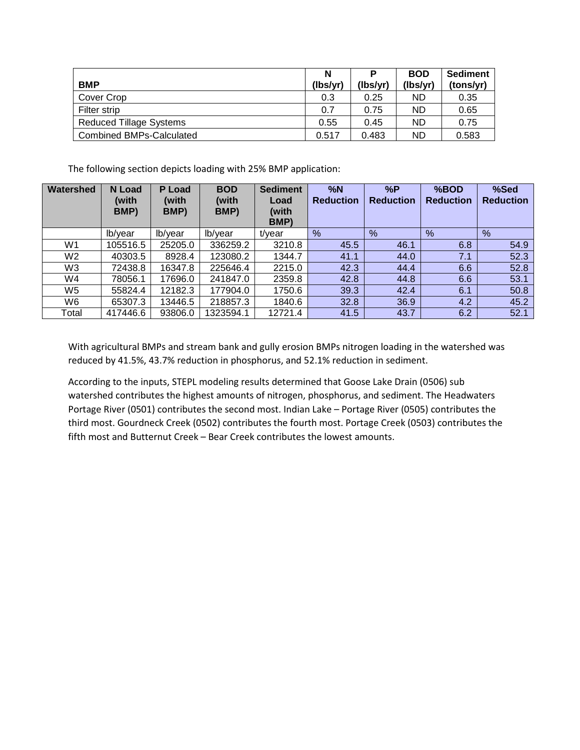| BMP | N (lbs/yr) | P (lbs/yr) | BOD (lbs/yr) | Sediment (tons/yr) |
|---|---|---|---|---|
| Cover Crop | 0.3 | 0.25 | ND | 0.35 |
| Filter strip | 0.7 | 0.75 | ND | 0.65 |
| Reduced Tillage Systems | 0.55 | 0.45 | ND | 0.75 |
| Combined BMPs-Calculated | 0.517 | 0.483 | ND | 0.583 |

The following section depicts loading with 25% BMP application:

| Watershed | N Load (with BMP) | P Load (with BMP) | BOD (with BMP) | Sediment Load (with BMP) | %N Reduction | %P Reduction | %BOD Reduction | %Sed Reduction |
|---|---|---|---|---|---|---|---|---|
| | lb/year | lb/year | lb/year | t/year | % | % | % | % |
| W1 | 105516.5 | 25205.0 | 336259.2 | 3210.8 | 45.5 | 46.1 | 6.8 | 54.9 |
| W2 | 40303.5 | 8928.4 | 123080.2 | 1344.7 | 41.1 | 44.0 | 7.1 | 52.3 |
| W3 | 72438.8 | 16347.8 | 225646.4 | 2215.0 | 42.3 | 44.4 | 6.6 | 52.8 |
| W4 | 78056.1 | 17696.0 | 241847.0 | 2359.8 | 42.8 | 44.8 | 6.6 | 53.1 |
| W5 | 55824.4 | 12182.3 | 177904.0 | 1750.6 | 39.3 | 42.4 | 6.1 | 50.8 |
| W6 | 65307.3 | 13446.5 | 218857.3 | 1840.6 | 32.8 | 36.9 | 4.2 | 45.2 |
| Total | 417446.6 | 93806.0 | 1323594.1 | 12721.4 | 41.5 | 43.7 | 6.2 | 52.1 |

With agricultural BMPs and stream bank and gully erosion BMPs nitrogen loading in the watershed was reduced by 41.5%, 43.7% reduction in phosphorus, and 52.1% reduction in sediment.

According to the inputs, STEPL modeling results determined that Goose Lake Drain (0506) sub watershed contributes the highest amounts of nitrogen, phosphorus, and sediment. The Headwaters Portage River (0501) contributes the second most. Indian Lake – Portage River (0505) contributes the third most. Gourdneck Creek (0502) contributes the fourth most. Portage Creek (0503) contributes the fifth most and Butternut Creek – Bear Creek contributes the lowest amounts.